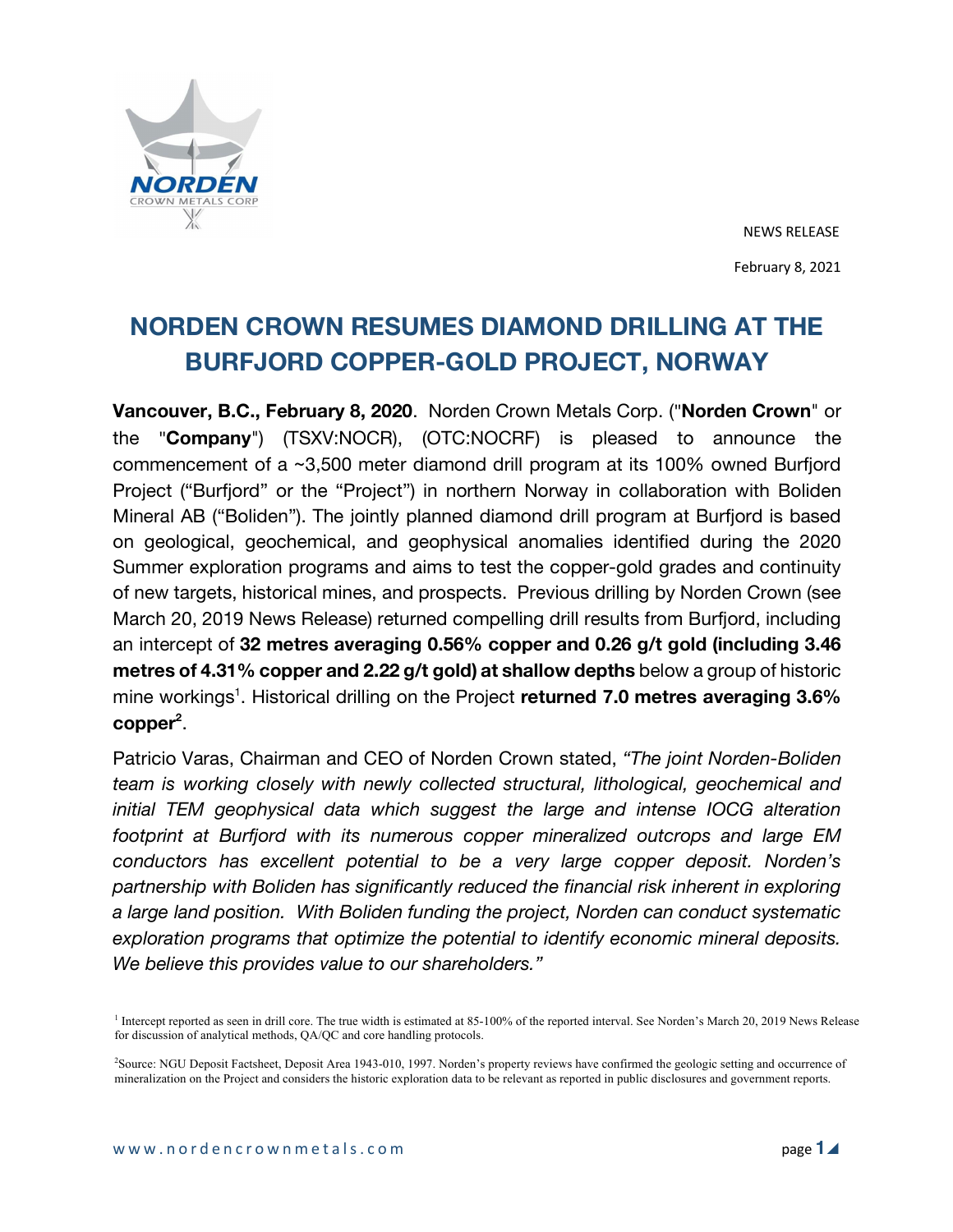NEWS RELEASE

February 8, 2021

# NORDEN CROWN RESUMES DIAMOND DRILLING AT THE BURFJORD COPPER-GOLD PROJECT, NORWAY

**Vancouver, B.C., February 8, 2020**. Norden Crown Metals Corp. ("**Norden Crown**" or the "**Company**") (TSXV:NOCR), (OTC:NOCRF) is pleased to announce the commencement of a ~3,500 meter diamond drill program at its 100% owned Burfjord Project ("Burfjord" or the "Project") in northern Norway in collaboration with Boliden Mineral AB ("Boliden"). The jointly planned diamond drill program at Burfjord is based on geological, geochemical, and geophysical anomalies identified during the 2020 Summer exploration programs and aims to test the copper-gold grades and continuity of new targets, historical mines, and prospects. Previous drilling by Norden Crown (see March 20, 2019 News Release) returned compelling drill results from Burfjord, including an intercept of **32 metres averaging 0.56% copper and 0.26 g/t gold (including 3.46 metres of 4.31% copper and 2.22 g/t gold) at shallow depths** below a group of historic mine workings[1]. Historical drilling on the Project **returned 7.0 metres averaging 3.6% copper[2]**.

Patricio Varas, Chairman and CEO of Norden Crown stated, *"The joint Norden-Boliden team is working closely with newly collected structural, lithological, geochemical and initial TEM geophysical data which suggest the large and intense IOCG alteration footprint at Burfjord with its numerous copper mineralized outcrops and large EM conductors has excellent potential to be a very large copper deposit. Norden's partnership with Boliden has significantly reduced the financial risk inherent in exploring a large land position. With Boliden funding the project, Norden can conduct systematic exploration programs that optimize the potential to identify economic mineral deposits. We believe this provides value to our shareholders."*

[1] Intercept reported as seen in drill core. The true width is estimated at 85-100% of the reported interval. See Norden's March 20, 2019 News Release for discussion of analytical methods, QA/QC and core handling protocols.

[2] Source: NGU Deposit Factsheet, Deposit Area 1943-010, 1997. Norden's property reviews have confirmed the geologic setting and occurrence of mineralization on the Project and considers the historic exploration data to be relevant as reported in public disclosures and government reports.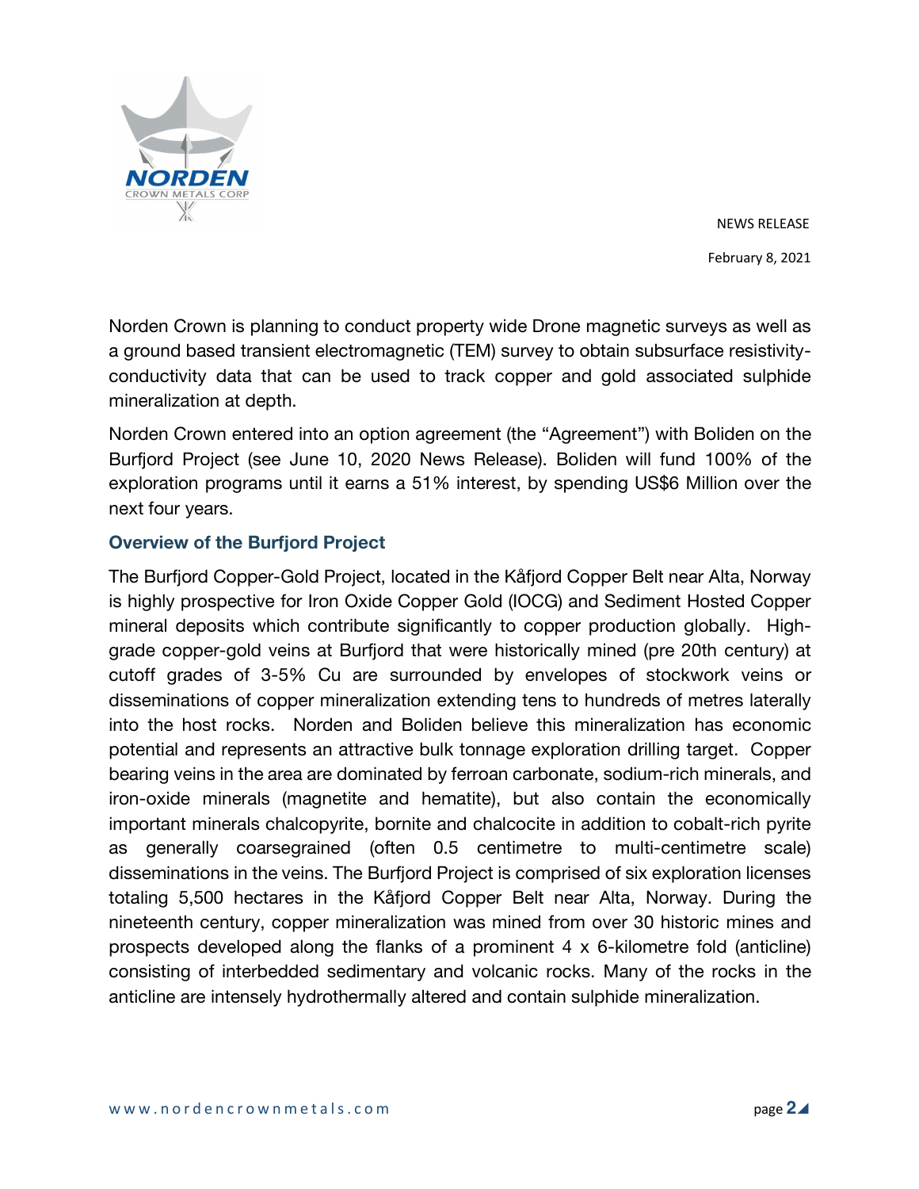Norden Crown is planning to conduct property wide Drone magnetic surveys as well as a ground based transient electromagnetic (TEM) survey to obtain subsurface resistivity-conductivity data that can be used to track copper and gold associated sulphide mineralization at depth.

Norden Crown entered into an option agreement (the "Agreement") with Boliden on the Burfjord Project (see June 10, 2020 News Release). Boliden will fund 100% of the exploration programs until it earns a 51% interest, by spending US$6 Million over the next four years.

### Overview of the Burfjord Project

The Burfjord Copper-Gold Project, located in the Kåfjord Copper Belt near Alta, Norway is highly prospective for Iron Oxide Copper Gold (IOCG) and Sediment Hosted Copper mineral deposits which contribute significantly to copper production globally. High-grade copper-gold veins at Burfjord that were historically mined (pre 20th century) at cutoff grades of 3-5% Cu are surrounded by envelopes of stockwork veins or disseminations of copper mineralization extending tens to hundreds of metres laterally into the host rocks. Norden and Boliden believe this mineralization has economic potential and represents an attractive bulk tonnage exploration drilling target. Copper bearing veins in the area are dominated by ferroan carbonate, sodium-rich minerals, and iron-oxide minerals (magnetite and hematite), but also contain the economically important minerals chalcopyrite, bornite and chalcocite in addition to cobalt-rich pyrite as generally coarsegrained (often 0.5 centimetre to multi-centimetre scale) disseminations in the veins. The Burfjord Project is comprised of six exploration licenses totaling 5,500 hectares in the Kåfjord Copper Belt near Alta, Norway. During the nineteenth century, copper mineralization was mined from over 30 historic mines and prospects developed along the flanks of a prominent 4 x 6-kilometre fold (anticline) consisting of interbedded sedimentary and volcanic rocks. Many of the rocks in the anticline are intensely hydrothermally altered and contain sulphide mineralization.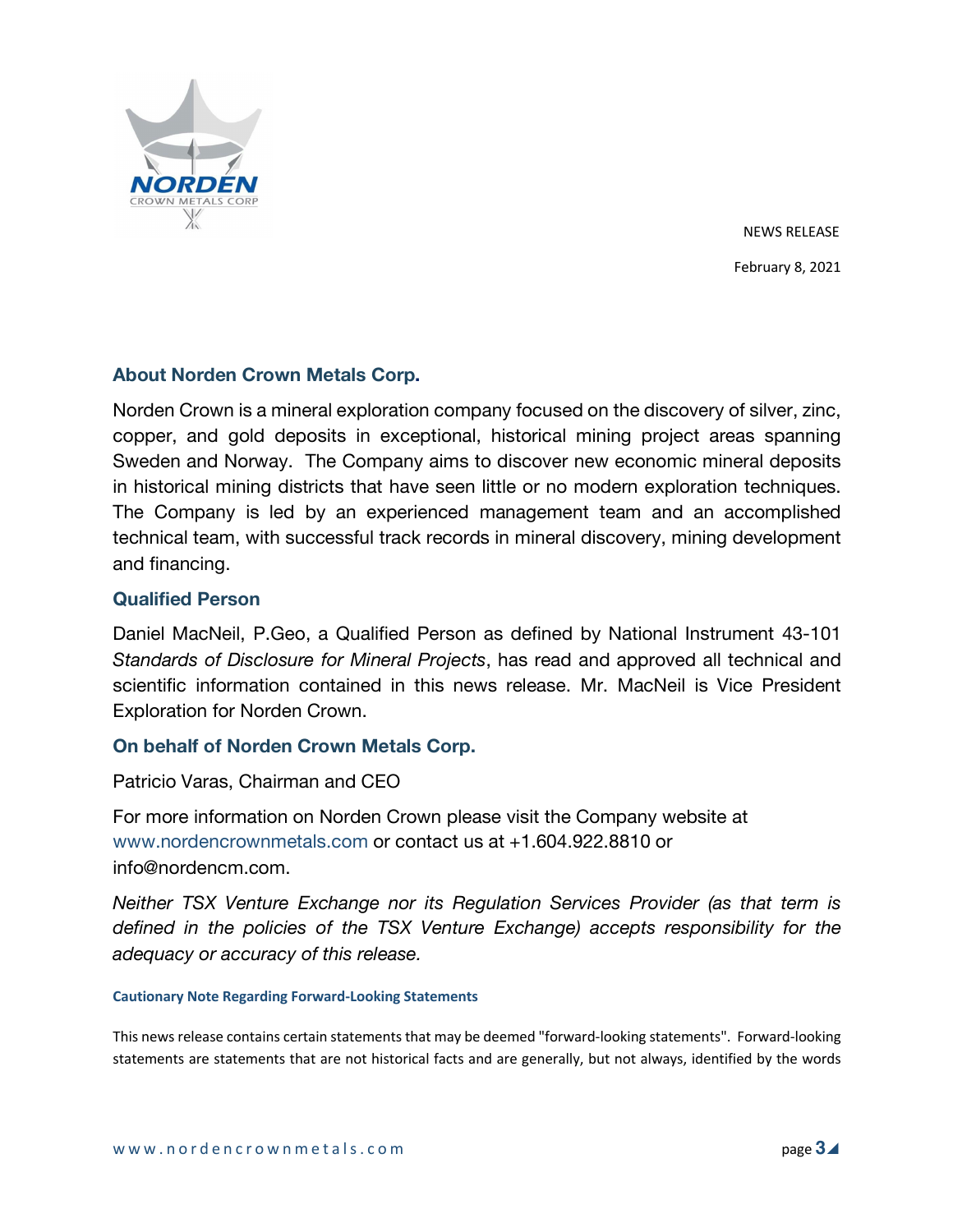NEWS RELEASE

February 8, 2021

## About Norden Crown Metals Corp.

Norden Crown is a mineral exploration company focused on the discovery of silver, zinc, copper, and gold deposits in exceptional, historical mining project areas spanning Sweden and Norway. The Company aims to discover new economic mineral deposits in historical mining districts that have seen little or no modern exploration techniques. The Company is led by an experienced management team and an accomplished technical team, with successful track records in mineral discovery, mining development and financing.

## Qualified Person

Daniel MacNeil, P.Geo, a Qualified Person as defined by National Instrument 43-101 *Standards of Disclosure for Mineral Projects*, has read and approved all technical and scientific information contained in this news release. Mr. MacNeil is Vice President Exploration for Norden Crown.

## On behalf of Norden Crown Metals Corp.

Patricio Varas, Chairman and CEO

For more information on Norden Crown please visit the Company website at www.nordencrownmetals.com or contact us at +1.604.922.8810 or info@nordencm.com.

*Neither TSX Venture Exchange nor its Regulation Services Provider (as that term is defined in the policies of the TSX Venture Exchange) accepts responsibility for the adequacy or accuracy of this release.*

#### Cautionary Note Regarding Forward-Looking Statements

This news release contains certain statements that may be deemed "forward-looking statements". Forward-looking statements are statements that are not historical facts and are generally, but not always, identified by the words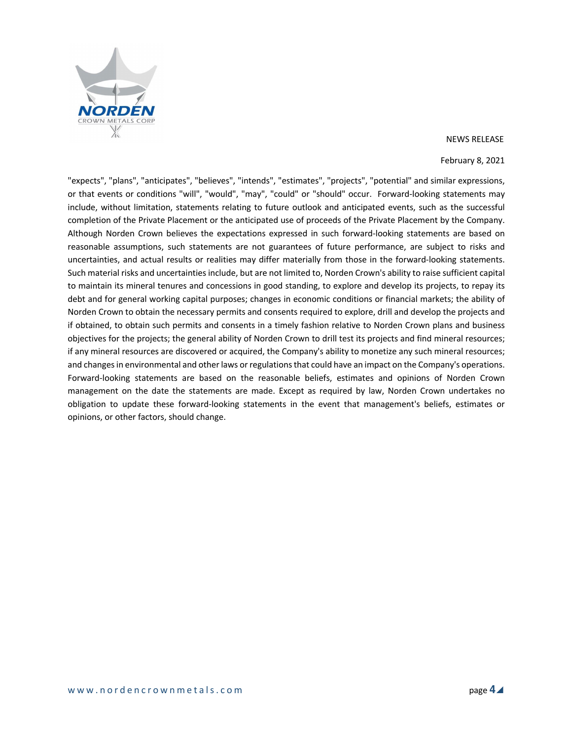"expects", "plans", "anticipates", "believes", "intends", "estimates", "projects", "potential" and similar expressions, or that events or conditions "will", "would", "may", "could" or "should" occur. Forward-looking statements may include, without limitation, statements relating to future outlook and anticipated events, such as the successful completion of the Private Placement or the anticipated use of proceeds of the Private Placement by the Company. Although Norden Crown believes the expectations expressed in such forward-looking statements are based on reasonable assumptions, such statements are not guarantees of future performance, are subject to risks and uncertainties, and actual results or realities may differ materially from those in the forward-looking statements. Such material risks and uncertainties include, but are not limited to, Norden Crown's ability to raise sufficient capital to maintain its mineral tenures and concessions in good standing, to explore and develop its projects, to repay its debt and for general working capital purposes; changes in economic conditions or financial markets; the ability of Norden Crown to obtain the necessary permits and consents required to explore, drill and develop the projects and if obtained, to obtain such permits and consents in a timely fashion relative to Norden Crown plans and business objectives for the projects; the general ability of Norden Crown to drill test its projects and find mineral resources; if any mineral resources are discovered or acquired, the Company's ability to monetize any such mineral resources; and changes in environmental and other laws or regulations that could have an impact on the Company's operations. Forward-looking statements are based on the reasonable beliefs, estimates and opinions of Norden Crown management on the date the statements are made. Except as required by law, Norden Crown undertakes no obligation to update these forward-looking statements in the event that management's beliefs, estimates or opinions, or other factors, should change.